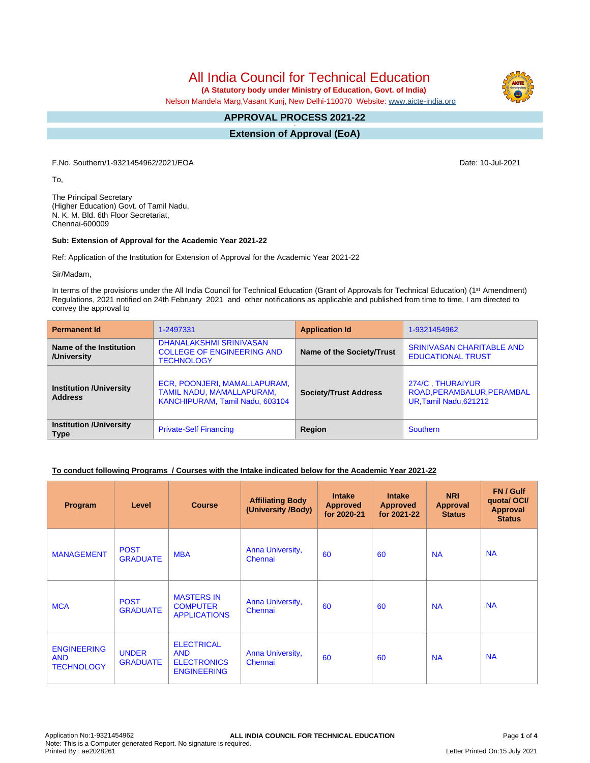# All India Council for Technical Education

**(A Statutory body under Ministry of Education, Govt. of India)**

Nelson Mandela Marg,Vasant Kunj, New Delhi-110070 Website: www.aicte-india.org

## APPROVAL PROCESS 2021-22

## Extension of Approval (EoA)

F.No. Southern/1-9321454962/2021/EOA

Date: 10-Jul-2021

To,

The Principal Secretary
(Higher Education) Govt. of Tamil Nadu,
N. K. M. Bld. 6th Floor Secretariat,
Chennai-600009

**Sub: Extension of Approval for the Academic Year 2021-22**

Ref: Application of the Institution for Extension of Approval for the Academic Year 2021-22

Sir/Madam,

In terms of the provisions under the All India Council for Technical Education (Grant of Approvals for Technical Education) (1st Amendment) Regulations, 2021 notified on 24th February 2021 and other notifications as applicable and published from time to time, I am directed to convey the approval to

| **Permanent Id** | 1-2497331 | **Application Id** | 1-9321454962 |
|---|---|---|---|
| **Name of the Institution /University** | DHANALAKSHMI SRINIVASAN COLLEGE OF ENGINEERING AND TECHNOLOGY | **Name of the Society/Trust** | SRINIVASAN CHARITABLE AND EDUCATIONAL TRUST |
| **Institution /University Address** | ECR, POONJERI, MAMALLAPURAM, TAMIL NADU, MAMALLAPURAM, KANCHIPURAM, Tamil Nadu, 603104 | **Society/Trust Address** | 274/C , THURAIYUR ROAD,PERAMBALUR,PERAMBALUR,Tamil Nadu,621212 |
| **Institution /University Type** | Private-Self Financing | **Region** | Southern |

**To conduct following Programs / Courses with the Intake indicated below for the Academic Year 2021-22**

| Program | Level | Course | Affiliating Body (University /Body) | Intake Approved for 2020-21 | Intake Approved for 2021-22 | NRI Approval Status | FN / Gulf quota/ OCI/ Approval Status |
|---|---|---|---|---|---|---|---|
| MANAGEMENT | POST GRADUATE | MBA | Anna University, Chennai | 60 | 60 | NA | NA |
| MCA | POST GRADUATE | MASTERS IN COMPUTER APPLICATIONS | Anna University, Chennai | 60 | 60 | NA | NA |
| ENGINEERING AND TECHNOLOGY | UNDER GRADUATE | ELECTRICAL AND ELECTRONICS ENGINEERING | Anna University, Chennai | 60 | 60 | NA | NA |

Application No:1-9321454962
Note: This is a Computer generated Report. No signature is required.
Printed By : ae2028261

Letter Printed On:15 July 2021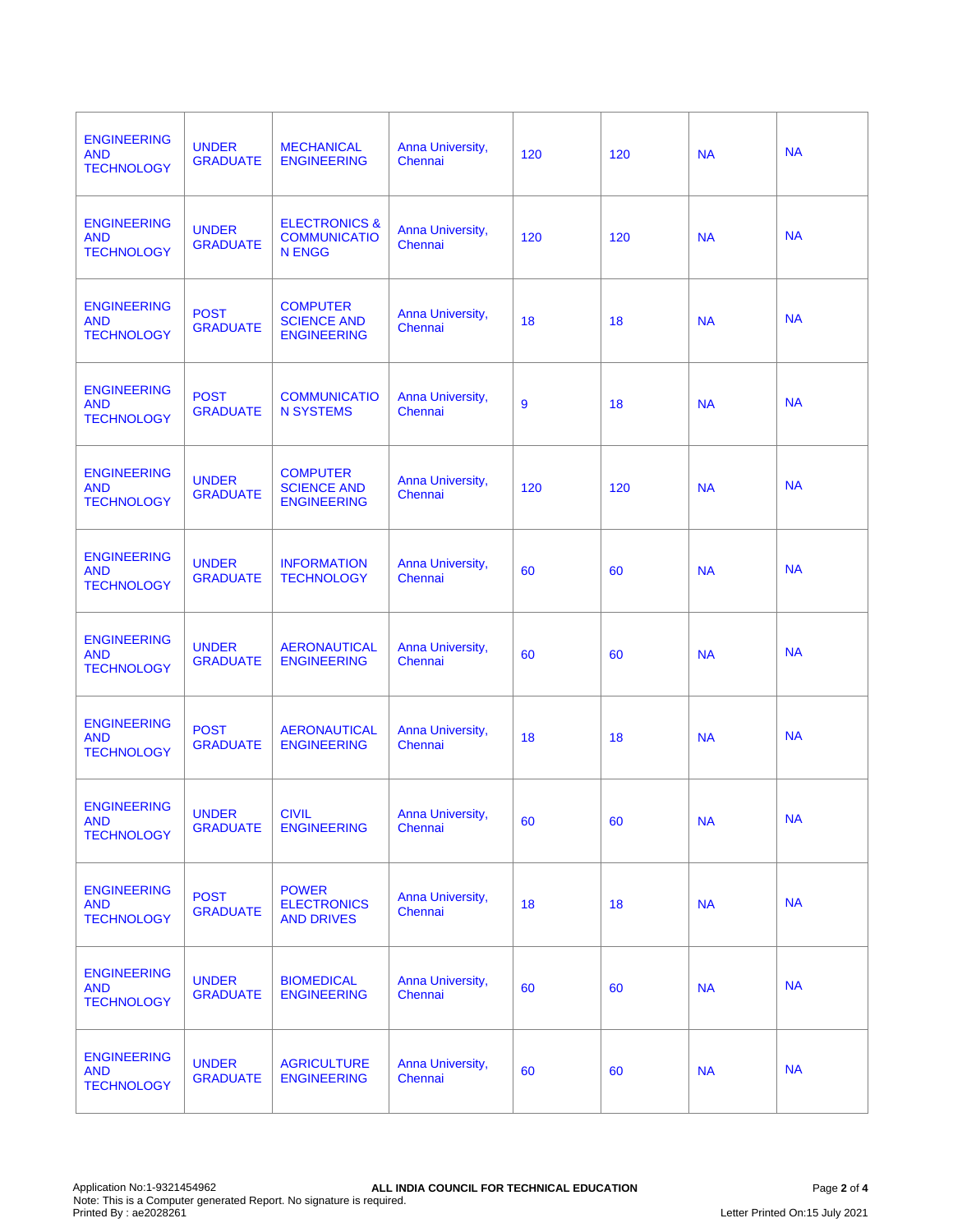| | | | | | | | |
|---|---|---|---|---|---|---|---|
| ENGINEERING AND TECHNOLOGY | UNDER GRADUATE | MECHANICAL ENGINEERING | Anna University, Chennai | 120 | 120 | NA | NA |
| ENGINEERING AND TECHNOLOGY | UNDER GRADUATE | ELECTRONICS & COMMUNICATION ENGG | Anna University, Chennai | 120 | 120 | NA | NA |
| ENGINEERING AND TECHNOLOGY | POST GRADUATE | COMPUTER SCIENCE AND ENGINEERING | Anna University, Chennai | 18 | 18 | NA | NA |
| ENGINEERING AND TECHNOLOGY | POST GRADUATE | COMMUNICATION SYSTEMS | Anna University, Chennai | 9 | 18 | NA | NA |
| ENGINEERING AND TECHNOLOGY | UNDER GRADUATE | COMPUTER SCIENCE AND ENGINEERING | Anna University, Chennai | 120 | 120 | NA | NA |
| ENGINEERING AND TECHNOLOGY | UNDER GRADUATE | INFORMATION TECHNOLOGY | Anna University, Chennai | 60 | 60 | NA | NA |
| ENGINEERING AND TECHNOLOGY | UNDER GRADUATE | AERONAUTICAL ENGINEERING | Anna University, Chennai | 60 | 60 | NA | NA |
| ENGINEERING AND TECHNOLOGY | POST GRADUATE | AERONAUTICAL ENGINEERING | Anna University, Chennai | 18 | 18 | NA | NA |
| ENGINEERING AND TECHNOLOGY | UNDER GRADUATE | CIVIL ENGINEERING | Anna University, Chennai | 60 | 60 | NA | NA |
| ENGINEERING AND TECHNOLOGY | POST GRADUATE | POWER ELECTRONICS AND DRIVES | Anna University, Chennai | 18 | 18 | NA | NA |
| ENGINEERING AND TECHNOLOGY | UNDER GRADUATE | BIOMEDICAL ENGINEERING | Anna University, Chennai | 60 | 60 | NA | NA |
| ENGINEERING AND TECHNOLOGY | UNDER GRADUATE | AGRICULTURE ENGINEERING | Anna University, Chennai | 60 | 60 | NA | NA |

Application No:1-9321454962
Note: This is a Computer generated Report. No signature is required.
Printed By : ae2028261

ALL INDIA COUNCIL FOR TECHNICAL EDUCATION

Letter Printed On:15 July 2021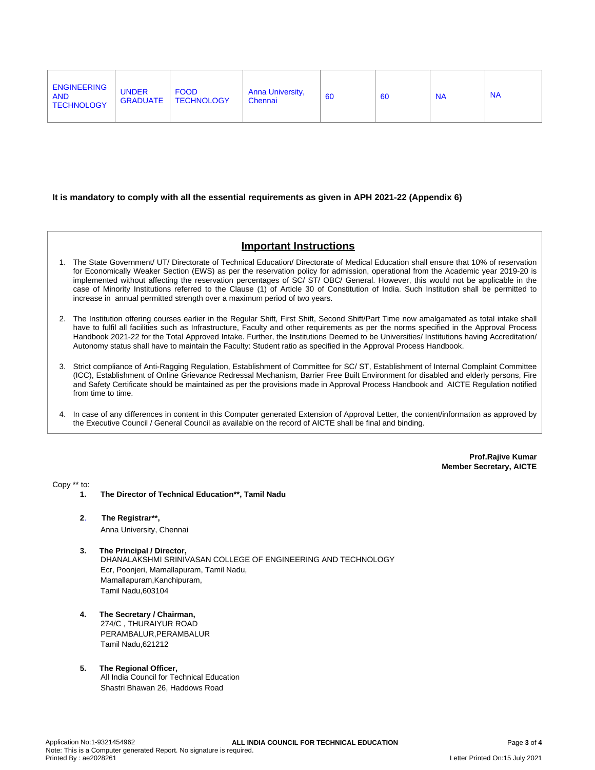| ENGINEERING AND TECHNOLOGY | UNDER GRADUATE | FOOD TECHNOLOGY | Anna University, Chennai | 60 | 60 | NA | NA |
|---|---|---|---|---|---|---|---|

**It is mandatory to comply with all the essential requirements as given in APH 2021-22 (Appendix 6)**

## Important Instructions

1. The State Government/ UT/ Directorate of Technical Education/ Directorate of Medical Education shall ensure that 10% of reservation for Economically Weaker Section (EWS) as per the reservation policy for admission, operational from the Academic year 2019-20 is implemented without affecting the reservation percentages of SC/ ST/ OBC/ General. However, this would not be applicable in the case of Minority Institutions referred to the Clause (1) of Article 30 of Constitution of India. Such Institution shall be permitted to increase in annual permitted strength over a maximum period of two years.

2. The Institution offering courses earlier in the Regular Shift, First Shift, Second Shift/Part Time now amalgamated as total intake shall have to fulfil all facilities such as Infrastructure, Faculty and other requirements as per the norms specified in the Approval Process Handbook 2021-22 for the Total Approved Intake. Further, the Institutions Deemed to be Universities/ Institutions having Accreditation/ Autonomy status shall have to maintain the Faculty: Student ratio as specified in the Approval Process Handbook.

3. Strict compliance of Anti-Ragging Regulation, Establishment of Committee for SC/ ST, Establishment of Internal Complaint Committee (ICC), Establishment of Online Grievance Redressal Mechanism, Barrier Free Built Environment for disabled and elderly persons, Fire and Safety Certificate should be maintained as per the provisions made in Approval Process Handbook and AICTE Regulation notified from time to time.

4. In case of any differences in content in this Computer generated Extension of Approval Letter, the content/information as approved by the Executive Council / General Council as available on the record of AICTE shall be final and binding.

**Prof.Rajive Kumar**
**Member Secretary, AICTE**

Copy ** to:

1. **The Director of Technical Education**, Tamil Nadu**

2. **The Registrar**,**
   Anna University, Chennai

3. **The Principal / Director,**
   DHANALAKSHMI SRINIVASAN COLLEGE OF ENGINEERING AND TECHNOLOGY
   Ecr, Poonjeri, Mamallapuram, Tamil Nadu,
   Mamallapuram,Kanchipuram,
   Tamil Nadu,603104

4. **The Secretary / Chairman,**
   274/C , THURAIYUR ROAD
   PERAMBALUR,PERAMBALUR
   Tamil Nadu,621212

5. **The Regional Officer,**
   All India Council for Technical Education
   Shastri Bhawan 26, Haddows Road

Application No:1-9321454962
Note: This is a Computer generated Report. No signature is required.
Printed By : ae2028261
Letter Printed On:15 July 2021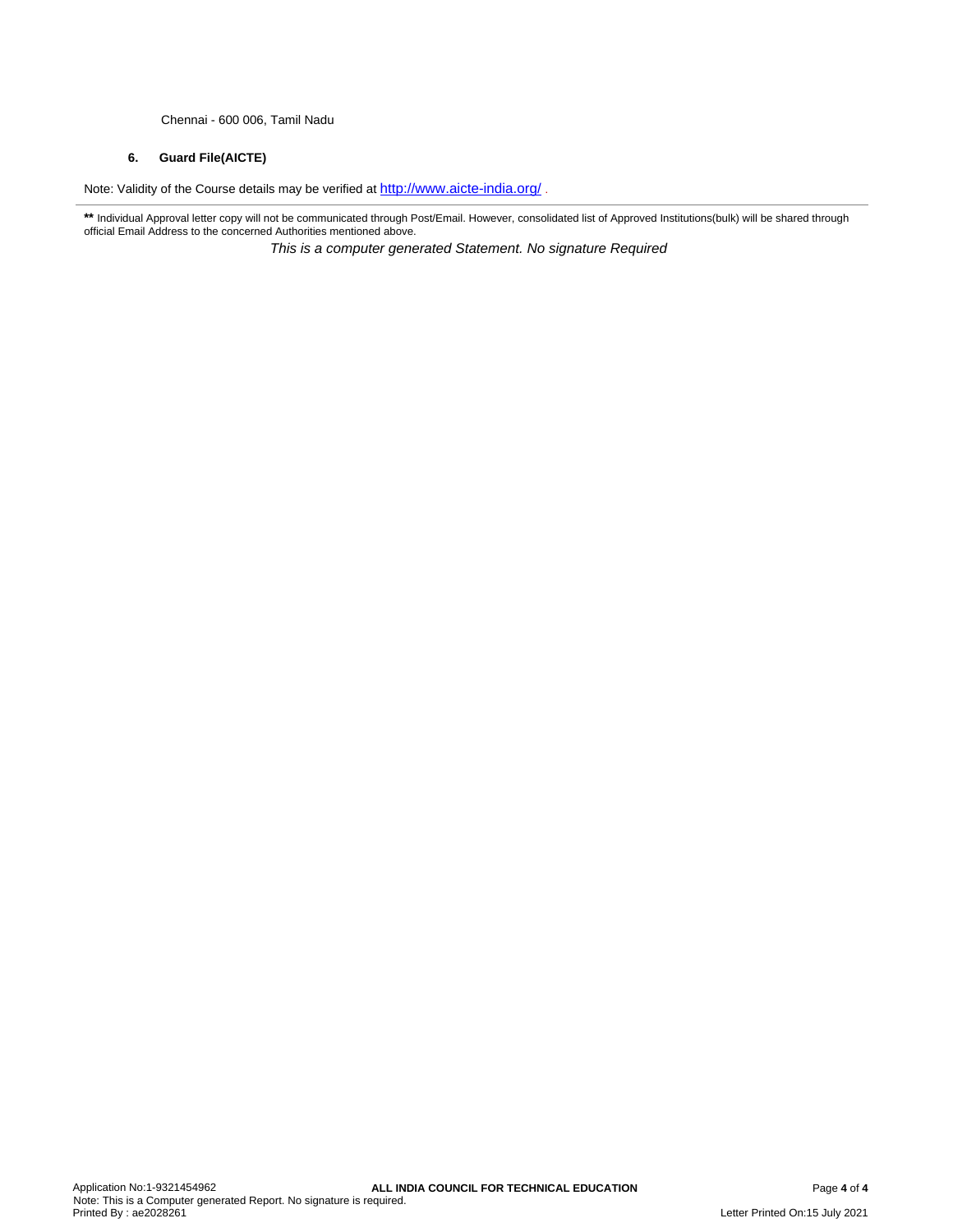Chennai - 600 006, Tamil Nadu

6. **Guard File(AICTE)**

Note: Validity of the Course details may be verified at http://www.aicte-india.org/ .

---

**\*\*** Individual Approval letter copy will not be communicated through Post/Email. However, consolidated list of Approved Institutions(bulk) will be shared through official Email Address to the concerned Authorities mentioned above.

*This is a computer generated Statement. No signature Required*